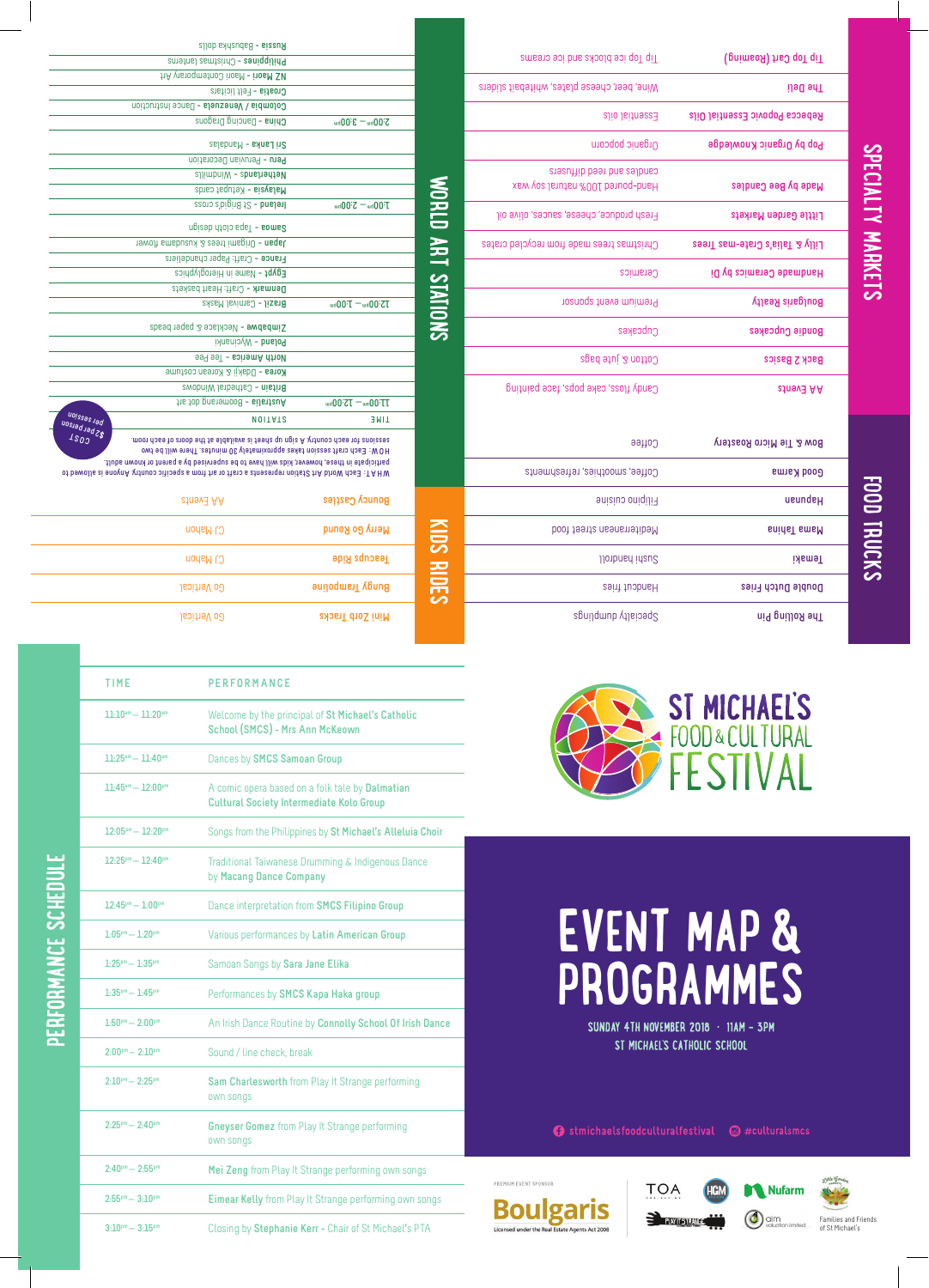# ST MICHAEL'S FOOD & CULTURAL FESTIVAL

# EVENT MAP & PROGRAMMES

SUNDAY 4TH NOVEMBER 2018 · 11AM – 3PM

ST MICHAEL'S CATHOLIC SCHOOL

stmichaelsfoodculturalfestival · #culturalsmcs

## SPECIALTY MARKETS

| | |
|---|---|
| Tip Top Cart (Roaming) | Tip Top ice blocks and ice creams |
| The Deli | Wine, beer, cheese plates, whitebait sliders |
| Rebecca Popovic Essential Oils | Essential oils |
| Pop by Organic Knowledge | Organic popcorn |
| Made by Bee Candles | Hand-poured 100% natural soy wax candles and reed diffusers |
| Little Garden Markets | Fresh produce, cheese, sauces, olive oil |
| Lily & Talia's Crate-mas Trees | Christmas trees made from recycled crates |
| Handmade Ceramics by Di | Ceramics |
| Boulgaris Realty | Premium event sponsor |
| Bondi Cupcakes | Cupcakes |
| Back 2 Basics | Cotton & jute bags |
| AA Events | Candy floss, cake pops, face painting |

## FOOD TRUCKS

| | |
|---|---|
| Bow & Tie Micro Roastery | Coffee |
| Good Karma | Coffee, smoothies, refreshments |
| Hapunan | Filipino cuisine |
| Mama Taliña | Mediterranean street food |
| Temaki | Sushi handroll |
| Double Dutch Fries | Handcut fries |
| The Rolling Pin | Specialty dumplings |

## WORLD ART STATIONS

**WHAT:** Each World Art Station represents a specific country. Anyone is allowed to participate in these, however kids will have to be supervised by a parent or known adult.
**HOW:** Each craft session takes approximately 30 minutes. There will be two sessions for each country. A sign up sheet is available at the doors of each room.

COST $2 per person per session

| TIME | STATION |
|---|---|
| 11:00am – 12:00pm | Australia - Boomerang dot art |
| | Britain - Cathedral Windows |
| | Korea - Dakji & Korean costume |
| | North America - Tee pee |
| | Poland - Wycinanki |
| | Zimbabwe - Necklace & paper beads |
| 12:00pm – 1:00pm | Brazil - Carnival Masks |
| | Denmark - Craft: Heart baskets |
| | Egypt - Name in Hieroglyphics |
| | France - Craft: Paper chandeliers |
| | Japan - Origami trees & kusudama flower |
| | Samoa - Tapa cloth design |
| 1:00pm – 2:00pm | Ireland - St Brigid's cross |
| | Malaysia - Ketupat cards |
| | Netherlands - Windmills |
| | Peru - Peruvian Decoration |
| | Sri Lanka - Mandalas |
| 2:00pm – 3:00pm | China - Dancing Dragons |
| | Colombia / Venezuela - Dance Instruction |
| | Croatia - Felt licitars |
| | NZ Maori - Maori Contemporary Art |
| | Philippines - Christmas lanterns |
| | Russia - Babushka dolls |

## KIDS RIDES

| | |
|---|---|
| Bouncy Castles | AA Events |
| Merry Go Round | CJ Mahon |
| Teacups Ride | CJ Mahon |
| Bungy Trampoline | Go Vertical |
| Mini Zorb Tracks | Go Vertical |

## PERFORMANCE SCHEDULE

| TIME | PERFORMANCE |
|---|---|
| 11:10am – 11:20am | Welcome by the principal of St Michael's Catholic School (SMCS) - Mrs Ann McKeown |
| 11:25am – 11:40am | Dances by SMCS Samoan Group |
| 11:45am – 12:00pm | A comic opera based on a folk tale by Dalmatian Cultural Society Intermediate Kolo Group |
| 12:05pm – 12:20pm | Songs from the Philippines by St Michael's Alleluia Choir |
| 12:25pm – 12:40pm | Traditional Taiwanese Drumming & Indigenous Dance by Macang Dance Company |
| 12:45pm – 1:00pm | Dance interpretation from SMCS Filipino Group |
| 1:05pm – 1:20pm | Various performances by Latin American Group |
| 1:25pm – 1:35pm | Samoan Songs by Sara Jane Elika |
| 1:35pm – 1:45pm | Performances by SMCS Kapa Haka group |
| 1:50pm – 2:00pm | An Irish Dance Routine by Connolly School Of Irish Dance |
| 2:00pm – 2:10pm | Sound / line check, break |
| 2:10pm – 2:25pm | Sam Charlesworth from Play It Strange performing own songs |
| 2:25pm – 2:40pm | Greyser Gomez from Play It Strange performing own songs |
| 2:40pm – 2:55pm | Mei Zeng from Play It Strange performing own songs |
| 2:55pm – 3:10pm | Eimear Kelly from Play It Strange performing own songs |
| 3:10pm – 3:15pm | Closing by Stephanie Kerr - Chair of St Michael's PTA |

PREMIUM EVENT SPONSOR: Boulgaris — Licensed under the Real Estate Agents Act 2008

TOA · HGM · Nufarm · Play It Strange · aim valuation limited · Families and Friends of St Michael's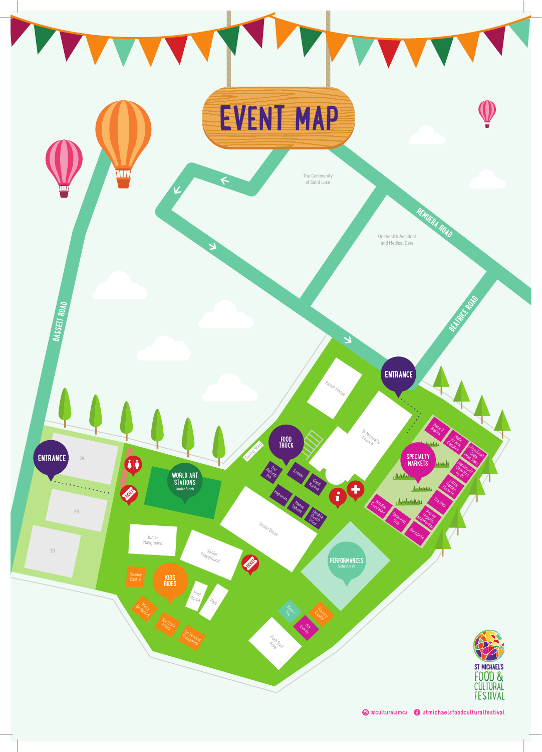# EVENT MAP

The Community of Saint Luke

REMUERA ROAD

Onehealth Accident and Medical Care

BASSETT ROAD

BEATRICE ROAD

ENTRANCE

Parish House

St Michael's Church

ENTRANCE

26

28

30

WORLD ART STATIONS
Junior Block

Caring Shed

FOOD TRUCK

The Rolling Pin

Temaki

Good Karma

Hapunan

Mama Tahina

Double Dutch Fries

Senior Block

SPECIALTY MARKETS

Back 2 Basics

Made by Bee Candles

Lilly's Tuli's Crafts -mas Trees

Handmade Ceramics by Di

Little Garden Markets

The Deli

Pop by Organic Knowledge

Boulgers

Essential Oils

Bendle Cupcakes

TICKETS

TICKETS

Junior Playground

Senior Playground

PERFORMANCES
School Hall

Bouncy Castle

KIDS RIDES

Pool House

Pool

Merry Go Round

Tea Cups Rides

Go Vertical Trampoline

Bow's Tie

Bouncy Castle

AA Events

Zorb Surf Area

ST MICHAEL'S FOOD & CULTURAL FESTIVAL

#culturalsmcs   stmichaelsfoodculturalfestival